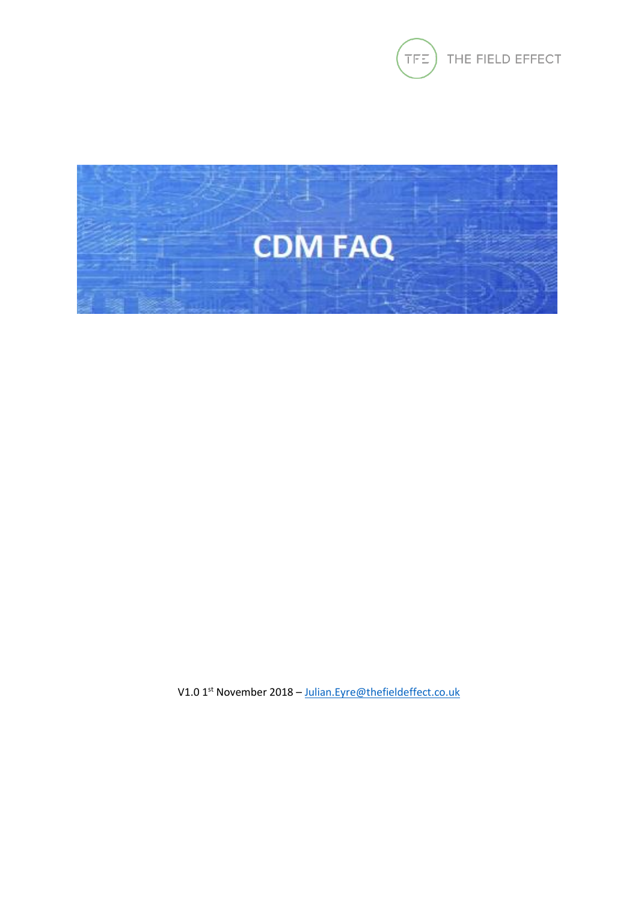THE FIELD EFFECT

# CDM FAQ

V1.0 1st November 2018 – Julian.Eyre@thefieldeffect.co.uk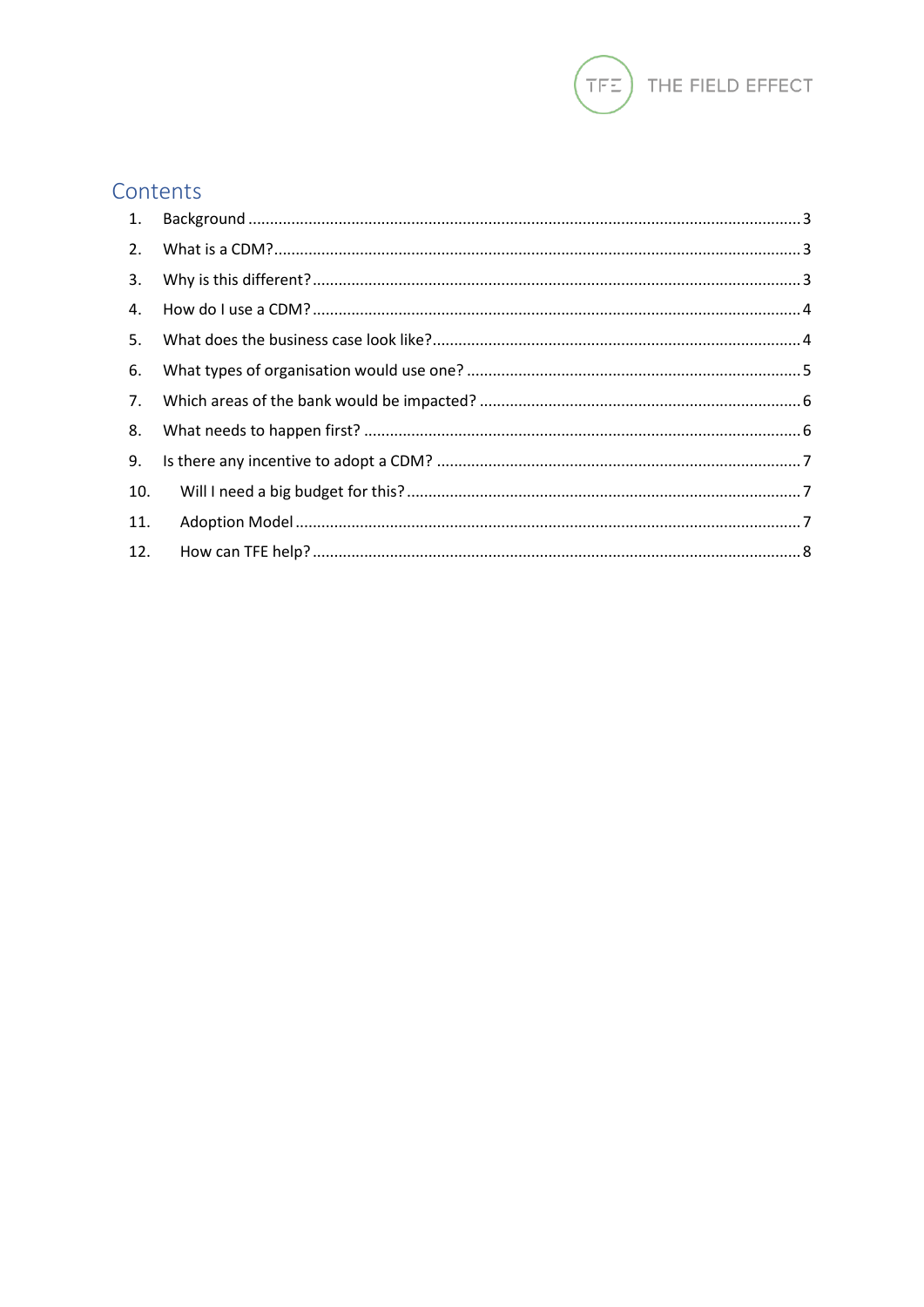# Contents

1. Background ....................................................................................................................... 3
2. What is a CDM? .................................................................................................................. 3
3. Why is this different? ........................................................................................................... 3
4. How do I use a CDM? .......................................................................................................... 4
5. What does the business case look like? ............................................................................... 4
6. What types of organisation would use one? ......................................................................... 5
7. Which areas of the bank would be impacted? ...................................................................... 6
8. What needs to happen first? ................................................................................................ 6
9. Is there any incentive to adopt a CDM? ................................................................................ 7
10. Will I need a big budget for this? ......................................................................................... 7
11. Adoption Model .................................................................................................................. 7
12. How can TFE help? .............................................................................................................. 8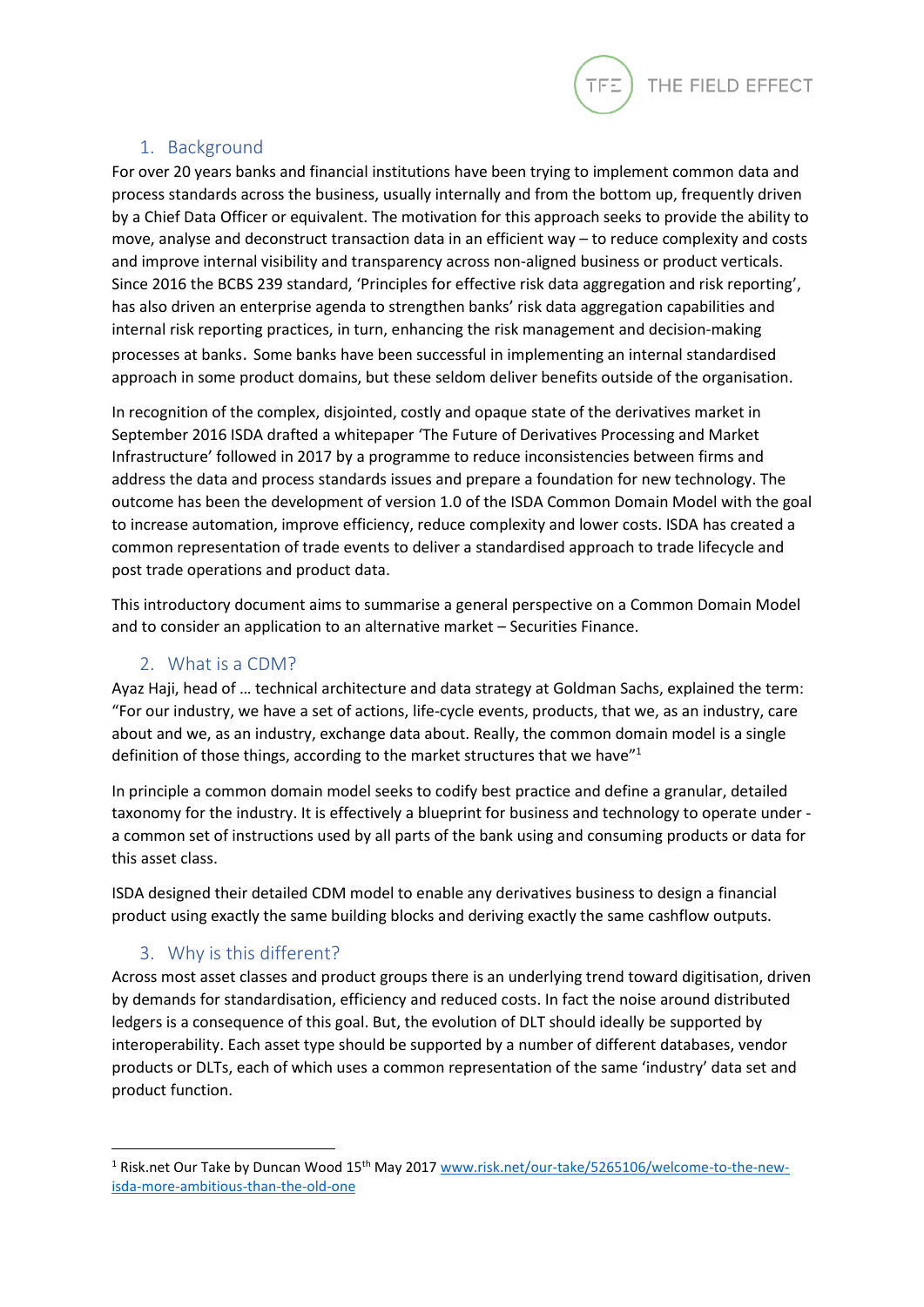## 1. Background

For over 20 years banks and financial institutions have been trying to implement common data and process standards across the business, usually internally and from the bottom up, frequently driven by a Chief Data Officer or equivalent. The motivation for this approach seeks to provide the ability to move, analyse and deconstruct transaction data in an efficient way – to reduce complexity and costs and improve internal visibility and transparency across non-aligned business or product verticals. Since 2016 the BCBS 239 standard, 'Principles for effective risk data aggregation and risk reporting', has also driven an enterprise agenda to strengthen banks' risk data aggregation capabilities and internal risk reporting practices, in turn, enhancing the risk management and decision-making processes at banks. Some banks have been successful in implementing an internal standardised approach in some product domains, but these seldom deliver benefits outside of the organisation.

In recognition of the complex, disjointed, costly and opaque state of the derivatives market in September 2016 ISDA drafted a whitepaper 'The Future of Derivatives Processing and Market Infrastructure' followed in 2017 by a programme to reduce inconsistencies between firms and address the data and process standards issues and prepare a foundation for new technology. The outcome has been the development of version 1.0 of the ISDA Common Domain Model with the goal to increase automation, improve efficiency, reduce complexity and lower costs. ISDA has created a common representation of trade events to deliver a standardised approach to trade lifecycle and post trade operations and product data.

This introductory document aims to summarise a general perspective on a Common Domain Model and to consider an application to an alternative market – Securities Finance.

## 2. What is a CDM?

Ayaz Haji, head of … technical architecture and data strategy at Goldman Sachs, explained the term: "For our industry, we have a set of actions, life-cycle events, products, that we, as an industry, care about and we, as an industry, exchange data about. Really, the common domain model is a single definition of those things, according to the market structures that we have"[1]

In principle a common domain model seeks to codify best practice and define a granular, detailed taxonomy for the industry. It is effectively a blueprint for business and technology to operate under - a common set of instructions used by all parts of the bank using and consuming products or data for this asset class.

ISDA designed their detailed CDM model to enable any derivatives business to design a financial product using exactly the same building blocks and deriving exactly the same cashflow outputs.

## 3. Why is this different?

Across most asset classes and product groups there is an underlying trend toward digitisation, driven by demands for standardisation, efficiency and reduced costs. In fact the noise around distributed ledgers is a consequence of this goal. But, the evolution of DLT should ideally be supported by interoperability. Each asset type should be supported by a number of different databases, vendor products or DLTs, each of which uses a common representation of the same 'industry' data set and product function.

---

[1] Risk.net Our Take by Duncan Wood 15th May 2017 [www.risk.net/our-take/5265106/welcome-to-the-new-isda-more-ambitious-than-the-old-one](www.risk.net/our-take/5265106/welcome-to-the-new-isda-more-ambitious-than-the-old-one)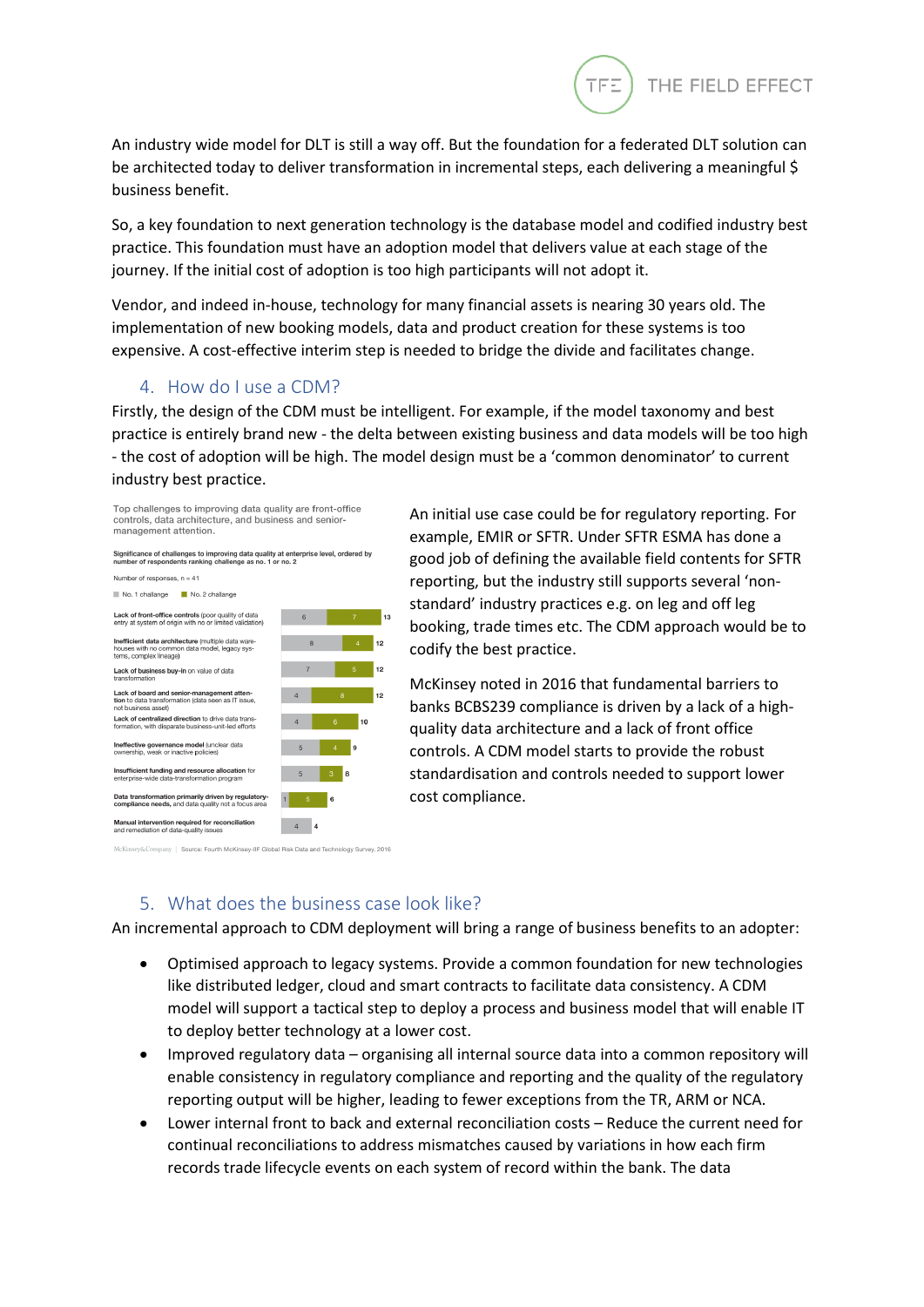An industry wide model for DLT is still a way off. But the foundation for a federated DLT solution can be architected today to deliver transformation in incremental steps, each delivering a meaningful $ business benefit.

So, a key foundation to next generation technology is the database model and codified industry best practice. This foundation must have an adoption model that delivers value at each stage of the journey. If the initial cost of adoption is too high participants will not adopt it.

Vendor, and indeed in-house, technology for many financial assets is nearing 30 years old. The implementation of new booking models, data and product creation for these systems is too expensive. A cost-effective interim step is needed to bridge the divide and facilitates change.

## 4. How do I use a CDM?

Firstly, the design of the CDM must be intelligent. For example, if the model taxonomy and best practice is entirely brand new - the delta between existing business and data models will be too high - the cost of adoption will be high. The model design must be a 'common denominator' to current industry best practice.

Top challenges to improving data quality are front-office controls, data architecture, and business and senior-management attention.

**Significance of challenges to improving data quality at enterprise level, ordered by number of respondents ranking challenge as no. 1 or no. 2**

Number of responses, n = 41

| Challenge | No. 1 challenge | No. 2 challenge | Total |
|---|---|---|---|
| **Lack of front-office controls** (poor quality of data entry at system of origin with no or limited validation) | 6 | 7 | 13 |
| **Inefficient data architecture** (multiple data warehouses with no common data model, legacy systems, complex lineage) | 8 | 4 | 12 |
| **Lack of business buy-in** on value of data transformation | 7 | 5 | 12 |
| **Lack of board and senior-management attention** to data transformation (data seen as IT issue, not business asset) | 4 | 8 | 12 |
| **Lack of centralized direction** to drive data transformation, with disparate business-unit-led efforts | 4 | 6 | 10 |
| **Ineffective governance model** (unclear data ownership, weak or inactive policies) | 5 | 4 | 9 |
| **Insufficient funding and resource allocation** for enterprise-wide data-transformation program | 5 | 3 | 8 |
| **Data transformation primarily driven by regulatory-compliance needs,** and data quality not a focus area | 1 | 5 | 6 |
| **Manual intervention required for reconciliation** and remediation of data-quality issues | 4 | | 4 |

McKinsey&Company | Source: Fourth McKinsey-IIF Global Risk Data and Technology Survey, 2016

An initial use case could be for regulatory reporting. For example, EMIR or SFTR. Under SFTR ESMA has done a good job of defining the available field contents for SFTR reporting, but the industry still supports several 'non-standard' industry practices e.g. on leg and off leg booking, trade times etc. The CDM approach would be to codify the best practice.

McKinsey noted in 2016 that fundamental barriers to banks BCBS239 compliance is driven by a lack of a high-quality data architecture and a lack of front office controls. A CDM model starts to provide the robust standardisation and controls needed to support lower cost compliance.

## 5. What does the business case look like?

An incremental approach to CDM deployment will bring a range of business benefits to an adopter:

- Optimised approach to legacy systems. Provide a common foundation for new technologies like distributed ledger, cloud and smart contracts to facilitate data consistency. A CDM model will support a tactical step to deploy a process and business model that will enable IT to deploy better technology at a lower cost.
- Improved regulatory data – organising all internal source data into a common repository will enable consistency in regulatory compliance and reporting and the quality of the regulatory reporting output will be higher, leading to fewer exceptions from the TR, ARM or NCA.
- Lower internal front to back and external reconciliation costs – Reduce the current need for continual reconciliations to address mismatches caused by variations in how each firm records trade lifecycle events on each system of record within the bank. The data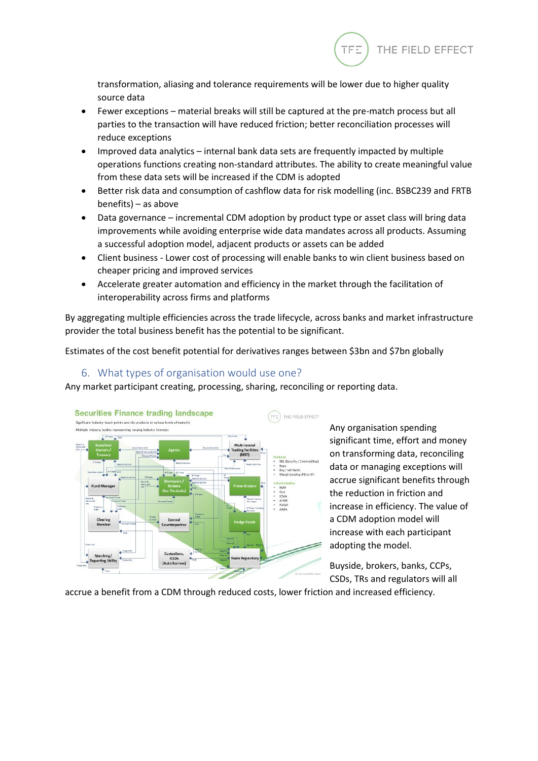transformation, aliasing and tolerance requirements will be lower due to higher quality source data

- Fewer exceptions – material breaks will still be captured at the pre-match process but all parties to the transaction will have reduced friction; better reconciliation processes will reduce exceptions
- Improved data analytics – internal bank data sets are frequently impacted by multiple operations functions creating non-standard attributes. The ability to create meaningful value from these data sets will be increased if the CDM is adopted
- Better risk data and consumption of cashflow data for risk modelling (inc. BSBC239 and FRTB benefits) – as above
- Data governance – incremental CDM adoption by product type or asset class will bring data improvements while avoiding enterprise wide data mandates across all products. Assuming a successful adoption model, adjacent products or assets can be added
- Client business - Lower cost of processing will enable banks to win client business based on cheaper pricing and improved services
- Accelerate greater automation and efficiency in the market through the facilitation of interoperability across firms and platforms

By aggregating multiple efficiencies across the trade lifecycle, across banks and market infrastructure provider the total business benefit has the potential to be significant.

Estimates of the cost benefit potential for derivatives ranges between $3bn and $7bn globally

## 6. What types of organisation would use one?

Any market participant creating, processing, sharing, reconciling or reporting data.

Any organisation spending significant time, effort and money on transforming data, reconciling data or managing exceptions will accrue significant benefits through the reduction in friction and increase in efficiency. The value of a CDM adoption model will increase with each participant adopting the model.

Buyside, brokers, banks, CCPs, CSDs, TRs and regulators will all accrue a benefit from a CDM through reduced costs, lower friction and increased efficiency.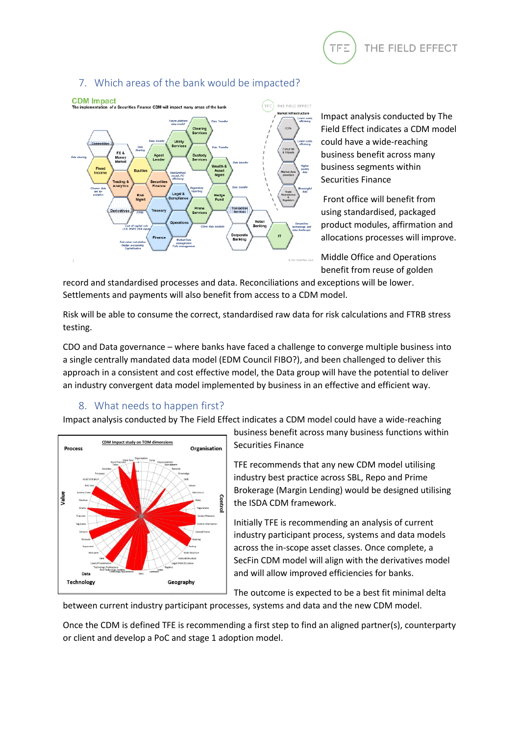## 7. Which areas of the bank would be impacted?

Impact analysis conducted by The Field Effect indicates a CDM model could have a wide-reaching business benefit across many business segments within Securities Finance

Front office will benefit from using standardised, packaged product modules, affirmation and allocations processes will improve.

Middle Office and Operations benefit from reuse of golden record and standardised processes and data. Reconciliations and exceptions will be lower. Settlements and payments will also benefit from access to a CDM model.

Risk will be able to consume the correct, standardised raw data for risk calculations and FTRB stress testing.

CDO and Data governance – where banks have faced a challenge to converge multiple business into a single centrally mandated data model (EDM Council FIBO?), and been challenged to deliver this approach in a consistent and cost effective model, the Data group will have the potential to deliver an industry convergent data model implemented by business in an effective and efficient way.

## 8. What needs to happen first?

Impact analysis conducted by The Field Effect indicates a CDM model could have a wide-reaching business benefit across many business functions within Securities Finance

TFE recommends that any new CDM model utilising industry best practice across SBL, Repo and Prime Brokerage (Margin Lending) would be designed utilising the ISDA CDM framework.

Initially TFE is recommending an analysis of current industry participant process, systems and data models across the in-scope asset classes. Once complete, a SecFin CDM model will align with the derivatives model and will allow improved efficiencies for banks.

The outcome is expected to be a best fit minimal delta between current industry participant processes, systems and data and the new CDM model.

Once the CDM is defined TFE is recommending a first step to find an aligned partner(s), counterparty or client and develop a PoC and stage 1 adoption model.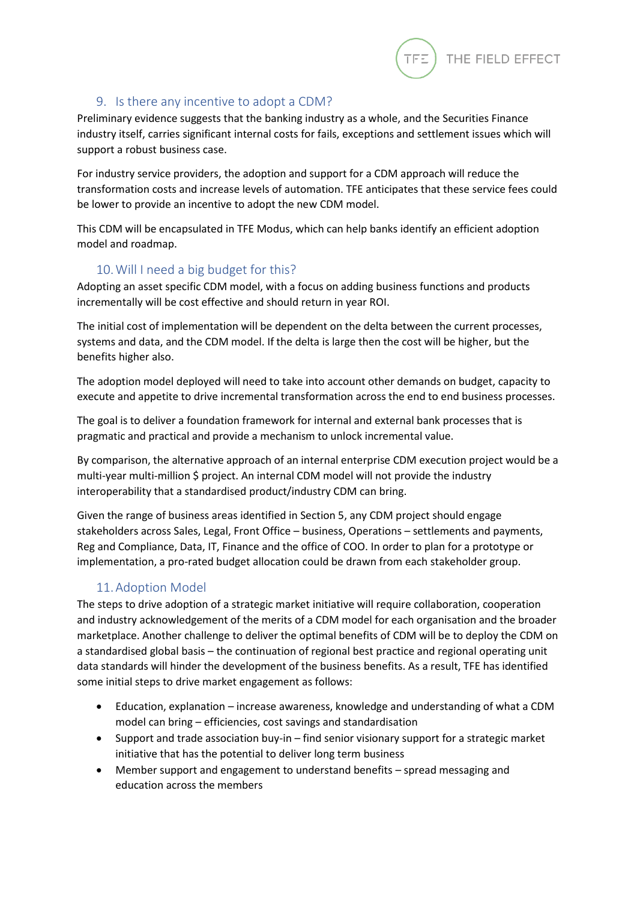## 9. Is there any incentive to adopt a CDM?

Preliminary evidence suggests that the banking industry as a whole, and the Securities Finance industry itself, carries significant internal costs for fails, exceptions and settlement issues which will support a robust business case.

For industry service providers, the adoption and support for a CDM approach will reduce the transformation costs and increase levels of automation. TFE anticipates that these service fees could be lower to provide an incentive to adopt the new CDM model.

This CDM will be encapsulated in TFE Modus, which can help banks identify an efficient adoption model and roadmap.

## 10. Will I need a big budget for this?

Adopting an asset specific CDM model, with a focus on adding business functions and products incrementally will be cost effective and should return in year ROI.

The initial cost of implementation will be dependent on the delta between the current processes, systems and data, and the CDM model. If the delta is large then the cost will be higher, but the benefits higher also.

The adoption model deployed will need to take into account other demands on budget, capacity to execute and appetite to drive incremental transformation across the end to end business processes.

The goal is to deliver a foundation framework for internal and external bank processes that is pragmatic and practical and provide a mechanism to unlock incremental value.

By comparison, the alternative approach of an internal enterprise CDM execution project would be a multi-year multi-million $ project. An internal CDM model will not provide the industry interoperability that a standardised product/industry CDM can bring.

Given the range of business areas identified in Section 5, any CDM project should engage stakeholders across Sales, Legal, Front Office – business, Operations – settlements and payments, Reg and Compliance, Data, IT, Finance and the office of COO. In order to plan for a prototype or implementation, a pro-rated budget allocation could be drawn from each stakeholder group.

## 11. Adoption Model

The steps to drive adoption of a strategic market initiative will require collaboration, cooperation and industry acknowledgement of the merits of a CDM model for each organisation and the broader marketplace. Another challenge to deliver the optimal benefits of CDM will be to deploy the CDM on a standardised global basis – the continuation of regional best practice and regional operating unit data standards will hinder the development of the business benefits. As a result, TFE has identified some initial steps to drive market engagement as follows:

- Education, explanation – increase awareness, knowledge and understanding of what a CDM model can bring – efficiencies, cost savings and standardisation
- Support and trade association buy-in – find senior visionary support for a strategic market initiative that has the potential to deliver long term business
- Member support and engagement to understand benefits – spread messaging and education across the members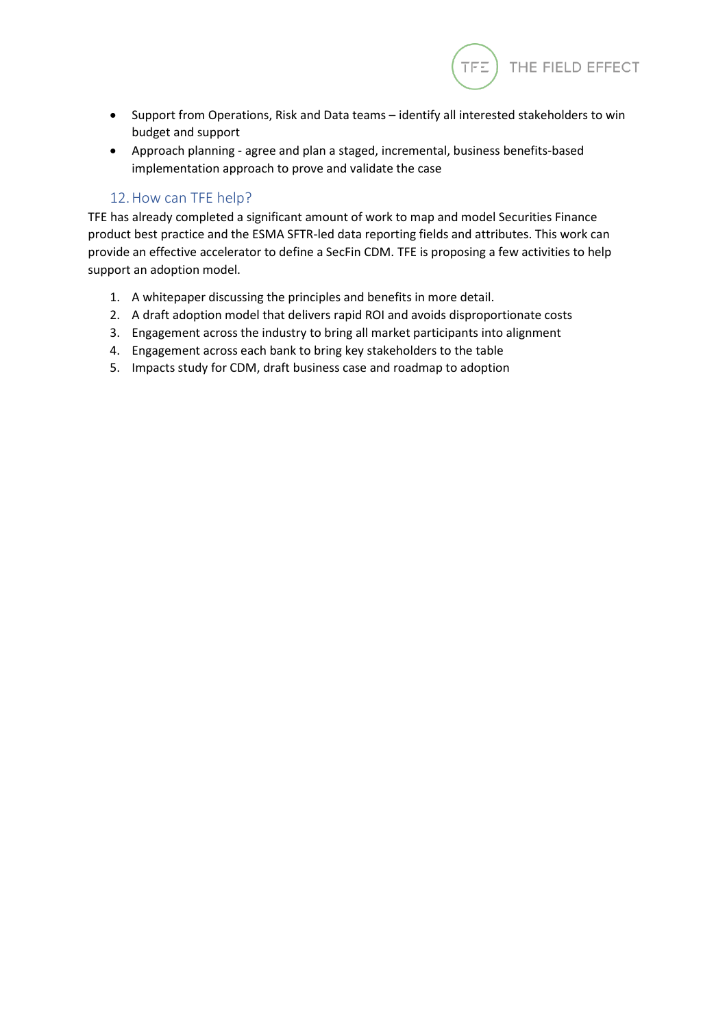- Support from Operations, Risk and Data teams – identify all interested stakeholders to win budget and support
- Approach planning - agree and plan a staged, incremental, business benefits-based implementation approach to prove and validate the case

## 12. How can TFE help?

TFE has already completed a significant amount of work to map and model Securities Finance product best practice and the ESMA SFTR-led data reporting fields and attributes. This work can provide an effective accelerator to define a SecFin CDM. TFE is proposing a few activities to help support an adoption model.

1. A whitepaper discussing the principles and benefits in more detail.
2. A draft adoption model that delivers rapid ROI and avoids disproportionate costs
3. Engagement across the industry to bring all market participants into alignment
4. Engagement across each bank to bring key stakeholders to the table
5. Impacts study for CDM, draft business case and roadmap to adoption